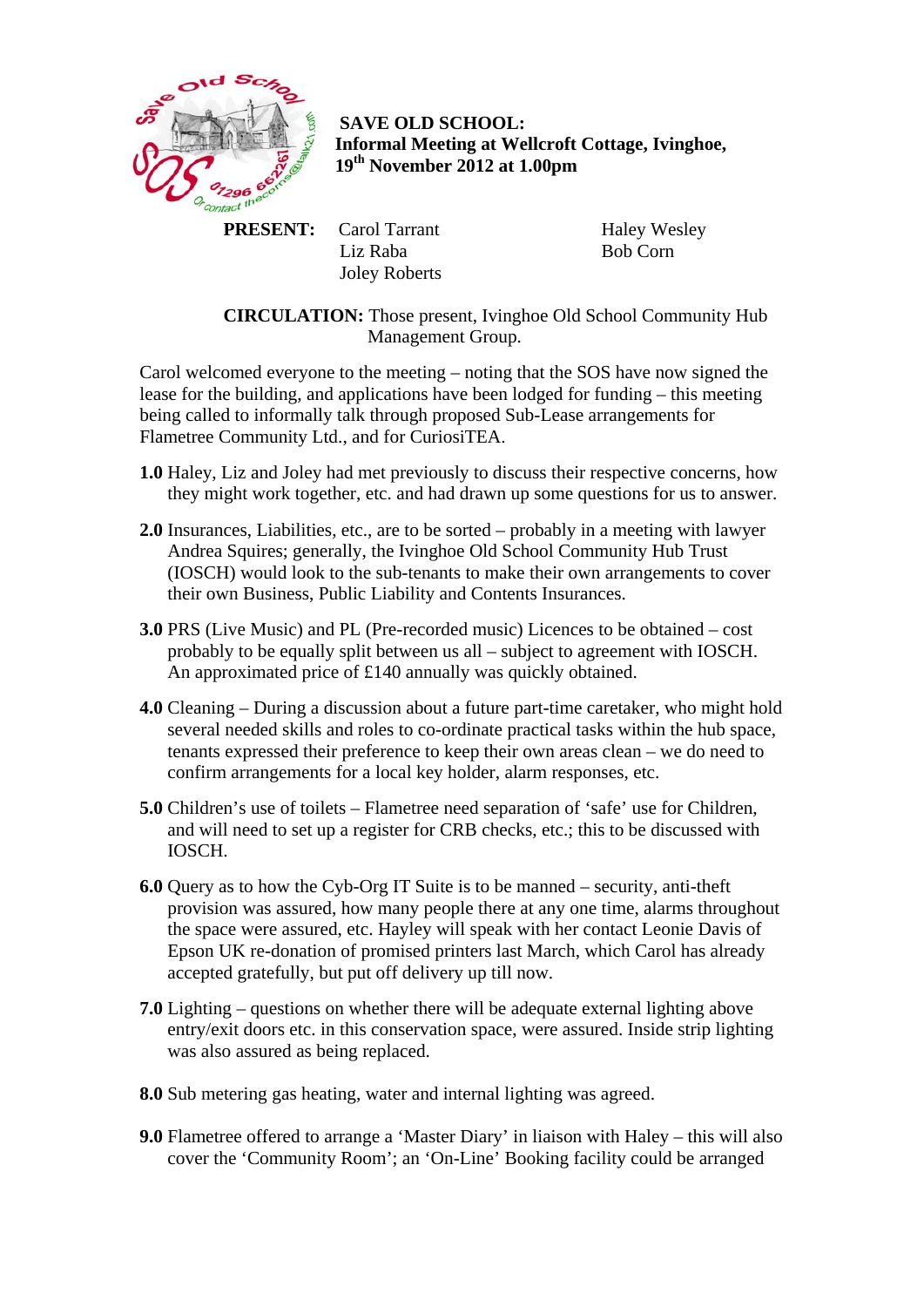**SAVE OLD SCHOOL:**
**Informal Meeting at Wellcroft Cottage, Ivinghoe,**
**19th November 2012 at 1.00pm**

**PRESENT:** Carol Tarrant, Liz Raba, Joley Roberts, Haley Wesley, Bob Corn

**CIRCULATION:** Those present, Ivinghoe Old School Community Hub Management Group.

Carol welcomed everyone to the meeting – noting that the SOS have now signed the lease for the building, and applications have been lodged for funding – this meeting being called to informally talk through proposed Sub-Lease arrangements for Flametree Community Ltd., and for CuriosiTEA.

**1.0** Haley, Liz and Joley had met previously to discuss their respective concerns, how they might work together, etc. and had drawn up some questions for us to answer.

**2.0** Insurances, Liabilities, etc., are to be sorted – probably in a meeting with lawyer Andrea Squires; generally, the Ivinghoe Old School Community Hub Trust (IOSCH) would look to the sub-tenants to make their own arrangements to cover their own Business, Public Liability and Contents Insurances.

**3.0** PRS (Live Music) and PL (Pre-recorded music) Licences to be obtained – cost probably to be equally split between us all – subject to agreement with IOSCH. An approximated price of £140 annually was quickly obtained.

**4.0** Cleaning – During a discussion about a future part-time caretaker, who might hold several needed skills and roles to co-ordinate practical tasks within the hub space, tenants expressed their preference to keep their own areas clean – we do need to confirm arrangements for a local key holder, alarm responses, etc.

**5.0** Children's use of toilets – Flametree need separation of 'safe' use for Children, and will need to set up a register for CRB checks, etc.; this to be discussed with IOSCH.

**6.0** Query as to how the Cyb-Org IT Suite is to be manned – security, anti-theft provision was assured, how many people there at any one time, alarms throughout the space were assured, etc. Hayley will speak with her contact Leonie Davis of Epson UK re-donation of promised printers last March, which Carol has already accepted gratefully, but put off delivery up till now.

**7.0** Lighting – questions on whether there will be adequate external lighting above entry/exit doors etc. in this conservation space, were assured. Inside strip lighting was also assured as being replaced.

**8.0** Sub metering gas heating, water and internal lighting was agreed.

**9.0** Flametree offered to arrange a 'Master Diary' in liaison with Haley – this will also cover the 'Community Room'; an 'On-Line' Booking facility could be arranged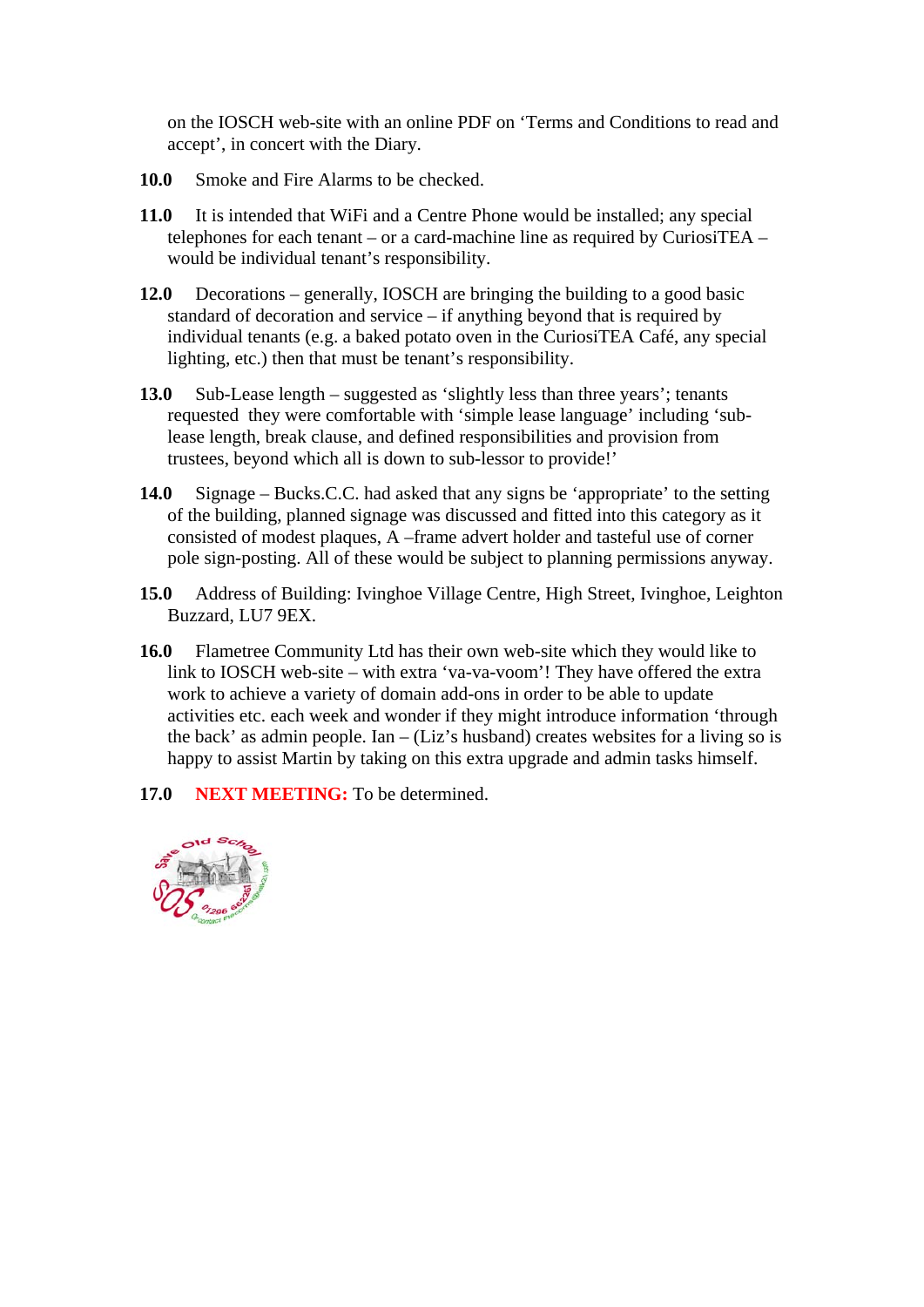on the IOSCH web-site with an online PDF on 'Terms and Conditions to read and accept', in concert with the Diary.

**10.0** Smoke and Fire Alarms to be checked.

**11.0** It is intended that WiFi and a Centre Phone would be installed; any special telephones for each tenant – or a card-machine line as required by CuriosiTEA – would be individual tenant's responsibility.

**12.0** Decorations – generally, IOSCH are bringing the building to a good basic standard of decoration and service – if anything beyond that is required by individual tenants (e.g. a baked potato oven in the CuriosiTEA Café, any special lighting, etc.) then that must be tenant's responsibility.

**13.0** Sub-Lease length – suggested as 'slightly less than three years'; tenants requested they were comfortable with 'simple lease language' including 'sub-lease length, break clause, and defined responsibilities and provision from trustees, beyond which all is down to sub-lessor to provide!'

**14.0** Signage – Bucks.C.C. had asked that any signs be 'appropriate' to the setting of the building, planned signage was discussed and fitted into this category as it consisted of modest plaques, A –frame advert holder and tasteful use of corner pole sign-posting. All of these would be subject to planning permissions anyway.

**15.0** Address of Building: Ivinghoe Village Centre, High Street, Ivinghoe, Leighton Buzzard, LU7 9EX.

**16.0** Flametree Community Ltd has their own web-site which they would like to link to IOSCH web-site – with extra 'va-va-voom'! They have offered the extra work to achieve a variety of domain add-ons in order to be able to update activities etc. each week and wonder if they might introduce information 'through the back' as admin people. Ian – (Liz's husband) creates websites for a living so is happy to assist Martin by taking on this extra upgrade and admin tasks himself.

**17.0** **NEXT MEETING:** To be determined.